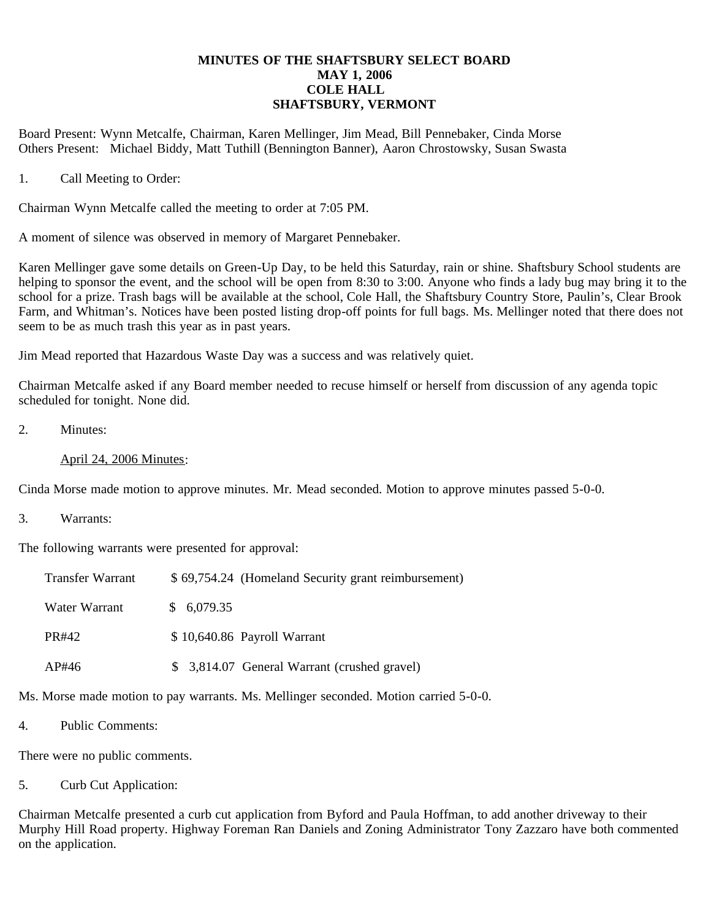# MINUTES OF THE SHAFTSBURY SELECT BOARD
## MAY 1, 2006
## COLE HALL
## SHAFTSBURY, VERMONT

Board Present: Wynn Metcalfe, Chairman, Karen Mellinger, Jim Mead, Bill Pennebaker, Cinda Morse
Others Present: Michael Biddy, Matt Tuthill (Bennington Banner), Aaron Chrostowsky, Susan Swasta

1. Call Meeting to Order:

Chairman Wynn Metcalfe called the meeting to order at 7:05 PM.

A moment of silence was observed in memory of Margaret Pennebaker.

Karen Mellinger gave some details on Green-Up Day, to be held this Saturday, rain or shine. Shaftsbury School students are helping to sponsor the event, and the school will be open from 8:30 to 3:00. Anyone who finds a lady bug may bring it to the school for a prize. Trash bags will be available at the school, Cole Hall, the Shaftsbury Country Store, Paulin's, Clear Brook Farm, and Whitman's. Notices have been posted listing drop-off points for full bags. Ms. Mellinger noted that there does not seem to be as much trash this year as in past years.

Jim Mead reported that Hazardous Waste Day was a success and was relatively quiet.

Chairman Metcalfe asked if any Board member needed to recuse himself or herself from discussion of any agenda topic scheduled for tonight. None did.

2. Minutes:

April 24, 2006 Minutes:

Cinda Morse made motion to approve minutes. Mr. Mead seconded. Motion to approve minutes passed 5-0-0.

3. Warrants:

The following warrants were presented for approval:

| | | |
|---|---|---|
| Transfer Warrant | $ 69,754.24 | (Homeland Security grant reimbursement) |
| Water Warrant | $ 6,079.35 | |
| PR#42 | $ 10,640.86 | Payroll Warrant |
| AP#46 | $ 3,814.07 | General Warrant (crushed gravel) |

Ms. Morse made motion to pay warrants. Ms. Mellinger seconded. Motion carried 5-0-0.

4. Public Comments:

There were no public comments.

5. Curb Cut Application:

Chairman Metcalfe presented a curb cut application from Byford and Paula Hoffman, to add another driveway to their Murphy Hill Road property. Highway Foreman Ran Daniels and Zoning Administrator Tony Zazzaro have both commented on the application.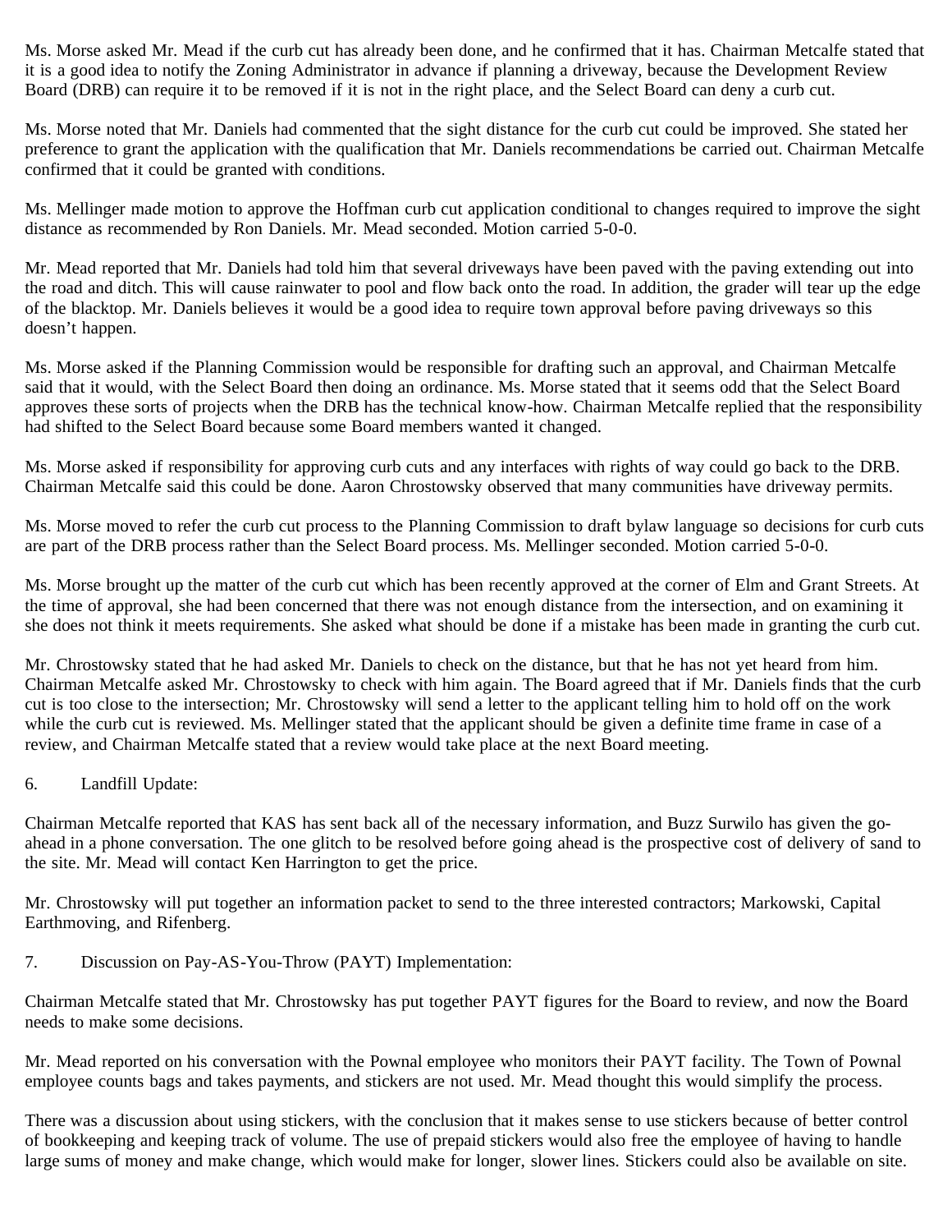Ms. Morse asked Mr. Mead if the curb cut has already been done, and he confirmed that it has. Chairman Metcalfe stated that it is a good idea to notify the Zoning Administrator in advance if planning a driveway, because the Development Review Board (DRB) can require it to be removed if it is not in the right place, and the Select Board can deny a curb cut.

Ms. Morse noted that Mr. Daniels had commented that the sight distance for the curb cut could be improved. She stated her preference to grant the application with the qualification that Mr. Daniels recommendations be carried out. Chairman Metcalfe confirmed that it could be granted with conditions.

Ms. Mellinger made motion to approve the Hoffman curb cut application conditional to changes required to improve the sight distance as recommended by Ron Daniels. Mr. Mead seconded. Motion carried 5-0-0.

Mr. Mead reported that Mr. Daniels had told him that several driveways have been paved with the paving extending out into the road and ditch. This will cause rainwater to pool and flow back onto the road. In addition, the grader will tear up the edge of the blacktop. Mr. Daniels believes it would be a good idea to require town approval before paving driveways so this doesn't happen.

Ms. Morse asked if the Planning Commission would be responsible for drafting such an approval, and Chairman Metcalfe said that it would, with the Select Board then doing an ordinance. Ms. Morse stated that it seems odd that the Select Board approves these sorts of projects when the DRB has the technical know-how. Chairman Metcalfe replied that the responsibility had shifted to the Select Board because some Board members wanted it changed.

Ms. Morse asked if responsibility for approving curb cuts and any interfaces with rights of way could go back to the DRB. Chairman Metcalfe said this could be done. Aaron Chrostowsky observed that many communities have driveway permits.

Ms. Morse moved to refer the curb cut process to the Planning Commission to draft bylaw language so decisions for curb cuts are part of the DRB process rather than the Select Board process. Ms. Mellinger seconded. Motion carried 5-0-0.

Ms. Morse brought up the matter of the curb cut which has been recently approved at the corner of Elm and Grant Streets. At the time of approval, she had been concerned that there was not enough distance from the intersection, and on examining it she does not think it meets requirements. She asked what should be done if a mistake has been made in granting the curb cut.

Mr. Chrostowsky stated that he had asked Mr. Daniels to check on the distance, but that he has not yet heard from him. Chairman Metcalfe asked Mr. Chrostowsky to check with him again. The Board agreed that if Mr. Daniels finds that the curb cut is too close to the intersection; Mr. Chrostowsky will send a letter to the applicant telling him to hold off on the work while the curb cut is reviewed. Ms. Mellinger stated that the applicant should be given a definite time frame in case of a review, and Chairman Metcalfe stated that a review would take place at the next Board meeting.

6. Landfill Update:

Chairman Metcalfe reported that KAS has sent back all of the necessary information, and Buzz Surwilo has given the go-ahead in a phone conversation. The one glitch to be resolved before going ahead is the prospective cost of delivery of sand to the site. Mr. Mead will contact Ken Harrington to get the price.

Mr. Chrostowsky will put together an information packet to send to the three interested contractors; Markowski, Capital Earthmoving, and Rifenberg.

7. Discussion on Pay-AS-You-Throw (PAYT) Implementation:

Chairman Metcalfe stated that Mr. Chrostowsky has put together PAYT figures for the Board to review, and now the Board needs to make some decisions.

Mr. Mead reported on his conversation with the Pownal employee who monitors their PAYT facility. The Town of Pownal employee counts bags and takes payments, and stickers are not used. Mr. Mead thought this would simplify the process.

There was a discussion about using stickers, with the conclusion that it makes sense to use stickers because of better control of bookkeeping and keeping track of volume. The use of prepaid stickers would also free the employee of having to handle large sums of money and make change, which would make for longer, slower lines. Stickers could also be available on site.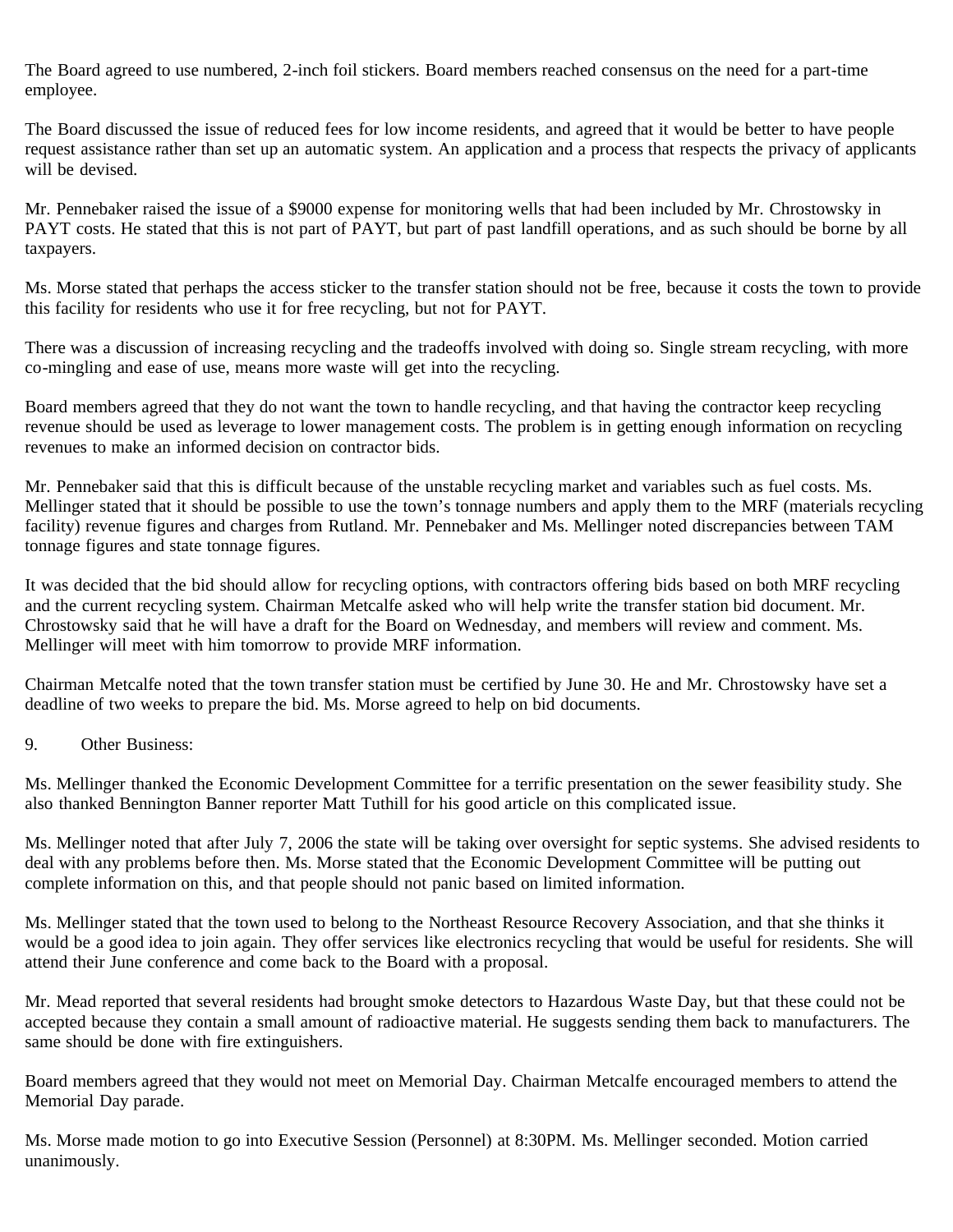The Board agreed to use numbered, 2-inch foil stickers. Board members reached consensus on the need for a part-time employee.

The Board discussed the issue of reduced fees for low income residents, and agreed that it would be better to have people request assistance rather than set up an automatic system. An application and a process that respects the privacy of applicants will be devised.

Mr. Pennebaker raised the issue of a $9000 expense for monitoring wells that had been included by Mr. Chrostowsky in PAYT costs. He stated that this is not part of PAYT, but part of past landfill operations, and as such should be borne by all taxpayers.

Ms. Morse stated that perhaps the access sticker to the transfer station should not be free, because it costs the town to provide this facility for residents who use it for free recycling, but not for PAYT.

There was a discussion of increasing recycling and the tradeoffs involved with doing so. Single stream recycling, with more co-mingling and ease of use, means more waste will get into the recycling.

Board members agreed that they do not want the town to handle recycling, and that having the contractor keep recycling revenue should be used as leverage to lower management costs. The problem is in getting enough information on recycling revenues to make an informed decision on contractor bids.

Mr. Pennebaker said that this is difficult because of the unstable recycling market and variables such as fuel costs. Ms. Mellinger stated that it should be possible to use the town's tonnage numbers and apply them to the MRF (materials recycling facility) revenue figures and charges from Rutland. Mr. Pennebaker and Ms. Mellinger noted discrepancies between TAM tonnage figures and state tonnage figures.

It was decided that the bid should allow for recycling options, with contractors offering bids based on both MRF recycling and the current recycling system. Chairman Metcalfe asked who will help write the transfer station bid document. Mr. Chrostowsky said that he will have a draft for the Board on Wednesday, and members will review and comment. Ms. Mellinger will meet with him tomorrow to provide MRF information.

Chairman Metcalfe noted that the town transfer station must be certified by June 30. He and Mr. Chrostowsky have set a deadline of two weeks to prepare the bid. Ms. Morse agreed to help on bid documents.

9. Other Business:

Ms. Mellinger thanked the Economic Development Committee for a terrific presentation on the sewer feasibility study. She also thanked Bennington Banner reporter Matt Tuthill for his good article on this complicated issue.

Ms. Mellinger noted that after July 7, 2006 the state will be taking over oversight for septic systems. She advised residents to deal with any problems before then. Ms. Morse stated that the Economic Development Committee will be putting out complete information on this, and that people should not panic based on limited information.

Ms. Mellinger stated that the town used to belong to the Northeast Resource Recovery Association, and that she thinks it would be a good idea to join again. They offer services like electronics recycling that would be useful for residents. She will attend their June conference and come back to the Board with a proposal.

Mr. Mead reported that several residents had brought smoke detectors to Hazardous Waste Day, but that these could not be accepted because they contain a small amount of radioactive material. He suggests sending them back to manufacturers. The same should be done with fire extinguishers.

Board members agreed that they would not meet on Memorial Day. Chairman Metcalfe encouraged members to attend the Memorial Day parade.

Ms. Morse made motion to go into Executive Session (Personnel) at 8:30PM. Ms. Mellinger seconded. Motion carried unanimously.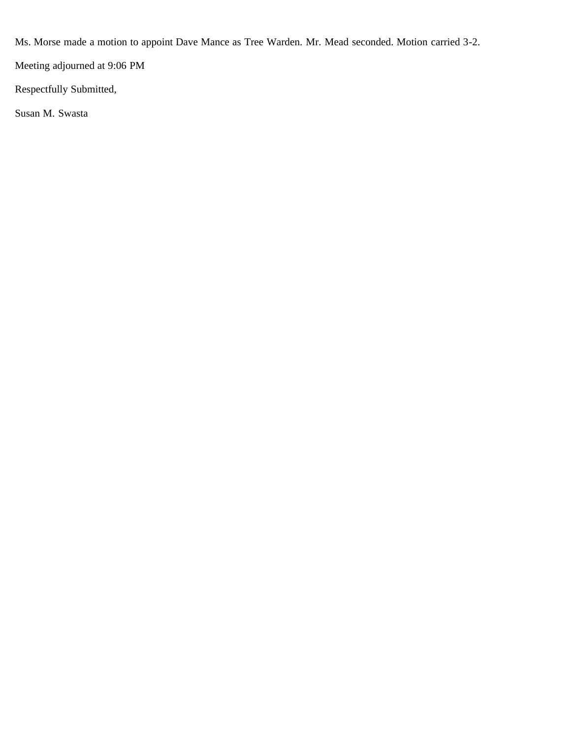Ms. Morse made a motion to appoint Dave Mance as Tree Warden. Mr. Mead seconded. Motion carried 3-2.

Meeting adjourned at 9:06 PM

Respectfully Submitted,

Susan M. Swasta